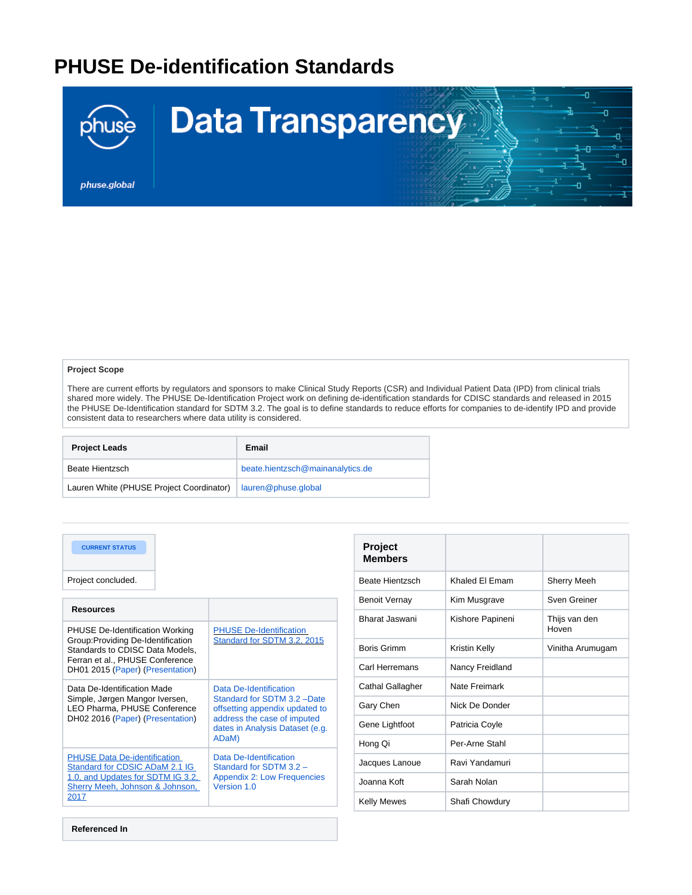# PHUSE De-identification Standards

**Project Scope**

There are current efforts by regulators and sponsors to make Clinical Study Reports (CSR) and Individual Patient Data (IPD) from clinical trials shared more widely. The PHUSE De-Identification Project work on defining de-identification standards for CDISC standards and released in 2015 the PHUSE De-Identification standard for SDTM 3.2. The goal is to define standards to reduce efforts for companies to de-identify IPD and provide consistent data to researchers where data utility is considered.

| Project Leads | Email |
| --- | --- |
| Beate Hientzsch | beate.hientzsch@mainanalytics.de |
| Lauren White (PHUSE Project Coordinator) | lauren@phuse.global |

| CURRENT STATUS |
| --- |
| Project concluded. |

| Resources | |
| --- | --- |
| PHUSE De-Identification Working Group:Providing De-Identification Standards to CDISC Data Models, Ferran et al., PHUSE Conference DH01 2015 (Paper) (Presentation) | PHUSE De-Identification Standard for SDTM 3.2, 2015 |
| Data De-Identification Made Simple, Jørgen Mangor Iversen, LEO Pharma, PHUSE Conference DH02 2016 (Paper) (Presentation) | Data De-Identification Standard for SDTM 3.2 –Date offsetting appendix updated to address the case of imputed dates in Analysis Dataset (e.g. ADaM) |
| PHUSE Data De-identification Standard for CDSIC ADaM 2.1 IG 1.0, and Updates for SDTM IG 3.2, Sherry Meeh, Johnson & Johnson, 2017 | Data De-Identification Standard for SDTM 3.2 – Appendix 2: Low Frequencies Version 1.0 |

| Referenced In |
| --- |

| Project Members | | |
| --- | --- | --- |
| Beate Hientzsch | Khaled El Emam | Sherry Meeh |
| Benoit Vernay | Kim Musgrave | Sven Greiner |
| Bharat Jaswani | Kishore Papineni | Thijs van den Hoven |
| Boris Grimm | Kristin Kelly | Vinitha Arumugam |
| Carl Herremans | Nancy Freidland | |
| Cathal Gallagher | Nate Freimark | |
| Gary Chen | Nick De Donder | |
| Gene Lightfoot | Patricia Coyle | |
| Hong Qi | Per-Arne Stahl | |
| Jacques Lanoue | Ravi Yandamuri | |
| Joanna Koft | Sarah Nolan | |
| Kelly Mewes | Shafi Chowdury | |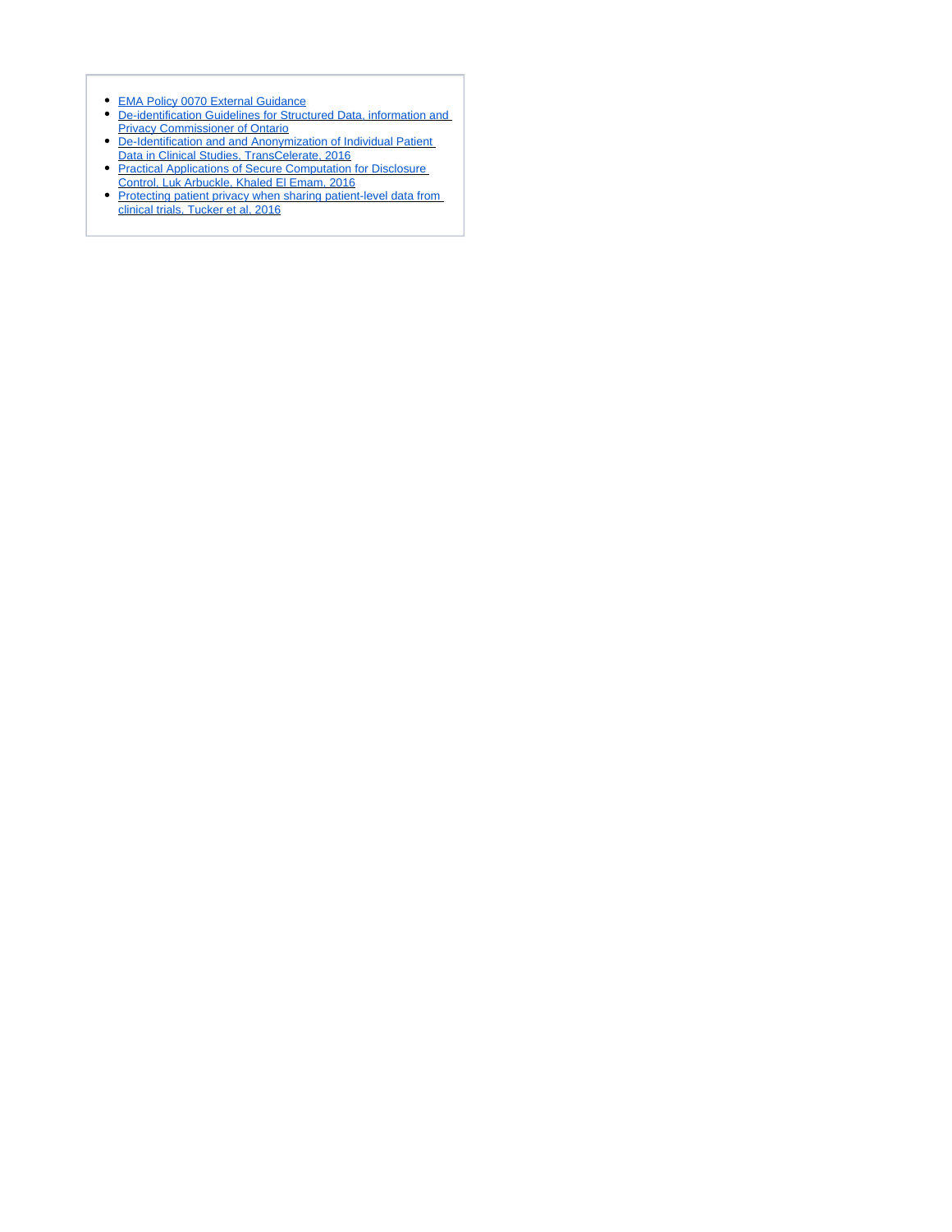- EMA Policy 0070 External Guidance
- De-identification Guidelines for Structured Data, information and Privacy Commissioner of Ontario
- De-Identification and and Anonymization of Individual Patient Data in Clinical Studies, TransCelerate, 2016
- Practical Applications of Secure Computation for Disclosure Control, Luk Arbuckle, Khaled El Emam, 2016
- Protecting patient privacy when sharing patient-level data from clinical trials, Tucker et al, 2016